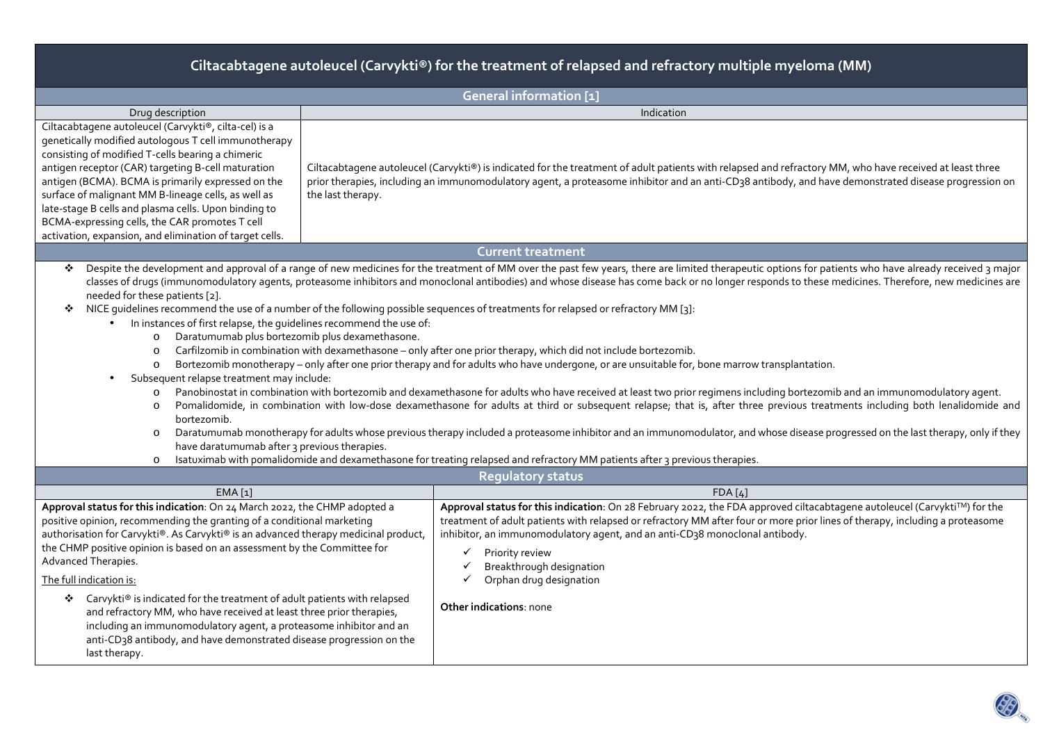# Ciltacabtagene autoleucel (Carvykti®) for the treatment of relapsed and refractory multiple myeloma (MM)

## General information [1]

| Drug description | Indication |
| --- | --- |
| Ciltacabtagene autoleucel (Carvykti®, cilta-cel) is a genetically modified autologous T cell immunotherapy consisting of modified T-cells bearing a chimeric antigen receptor (CAR) targeting B-cell maturation antigen (BCMA). BCMA is primarily expressed on the surface of malignant MM B-lineage cells, as well as late-stage B cells and plasma cells. Upon binding to BCMA-expressing cells, the CAR promotes T cell activation, expansion, and elimination of target cells. | Ciltacabtagene autoleucel (Carvykti®) is indicated for the treatment of adult patients with relapsed and refractory MM, who have received at least three prior therapies, including an immunomodulatory agent, a proteasome inhibitor and an anti-CD38 antibody, and have demonstrated disease progression on the last therapy. |

## Current treatment

- Despite the development and approval of a range of new medicines for the treatment of MM over the past few years, there are limited therapeutic options for patients who have already received 3 major classes of drugs (immunomodulatory agents, proteasome inhibitors and monoclonal antibodies) and whose disease has come back or no longer responds to these medicines. Therefore, new medicines are needed for these patients [2].
- NICE guidelines recommend the use of a number of the following possible sequences of treatments for relapsed or refractory MM [3]:
  - In instances of first relapse, the guidelines recommend the use of:
    - Daratumumab plus bortezomib plus dexamethasone.
    - Carfilzomib in combination with dexamethasone – only after one prior therapy, which did not include bortezomib.
    - Bortezomib monotherapy – only after one prior therapy and for adults who have undergone, or are unsuitable for, bone marrow transplantation.
  - Subsequent relapse treatment may include:
    - Panobinostat in combination with bortezomib and dexamethasone for adults who have received at least two prior regimens including bortezomib and an immunomodulatory agent.
    - Pomalidomide, in combination with low-dose dexamethasone for adults at third or subsequent relapse; that is, after three previous treatments including both lenalidomide and bortezomib.
    - Daratumumab monotherapy for adults whose previous therapy included a proteasome inhibitor and an immunomodulator, and whose disease progressed on the last therapy, only if they have daratumumab after 3 previous therapies.
    - Isatuximab with pomalidomide and dexamethasone for treating relapsed and refractory MM patients after 3 previous therapies.

## Regulatory status

| EMA [1] | FDA [4] |
| --- | --- |
| **Approval status for this indication**: On 24 March 2022, the CHMP adopted a positive opinion, recommending the granting of a conditional marketing authorisation for Carvykti®. As Carvykti® is an advanced therapy medicinal product, the CHMP positive opinion is based on an assessment by the Committee for Advanced Therapies.<br><br>The full indication is:<br><br>- Carvykti® is indicated for the treatment of adult patients with relapsed and refractory MM, who have received at least three prior therapies, including an immunomodulatory agent, a proteasome inhibitor and an anti-CD38 antibody, and have demonstrated disease progression on the last therapy. | **Approval status for this indication**: On 28 February 2022, the FDA approved ciltacabtagene autoleucel (Carvykti™) for the treatment of adult patients with relapsed or refractory MM after four or more prior lines of therapy, including a proteasome inhibitor, an immunomodulatory agent, and an anti-CD38 monoclonal antibody.<br><br>✓ Priority review<br>✓ Breakthrough designation<br>✓ Orphan drug designation<br><br>**Other indications**: none |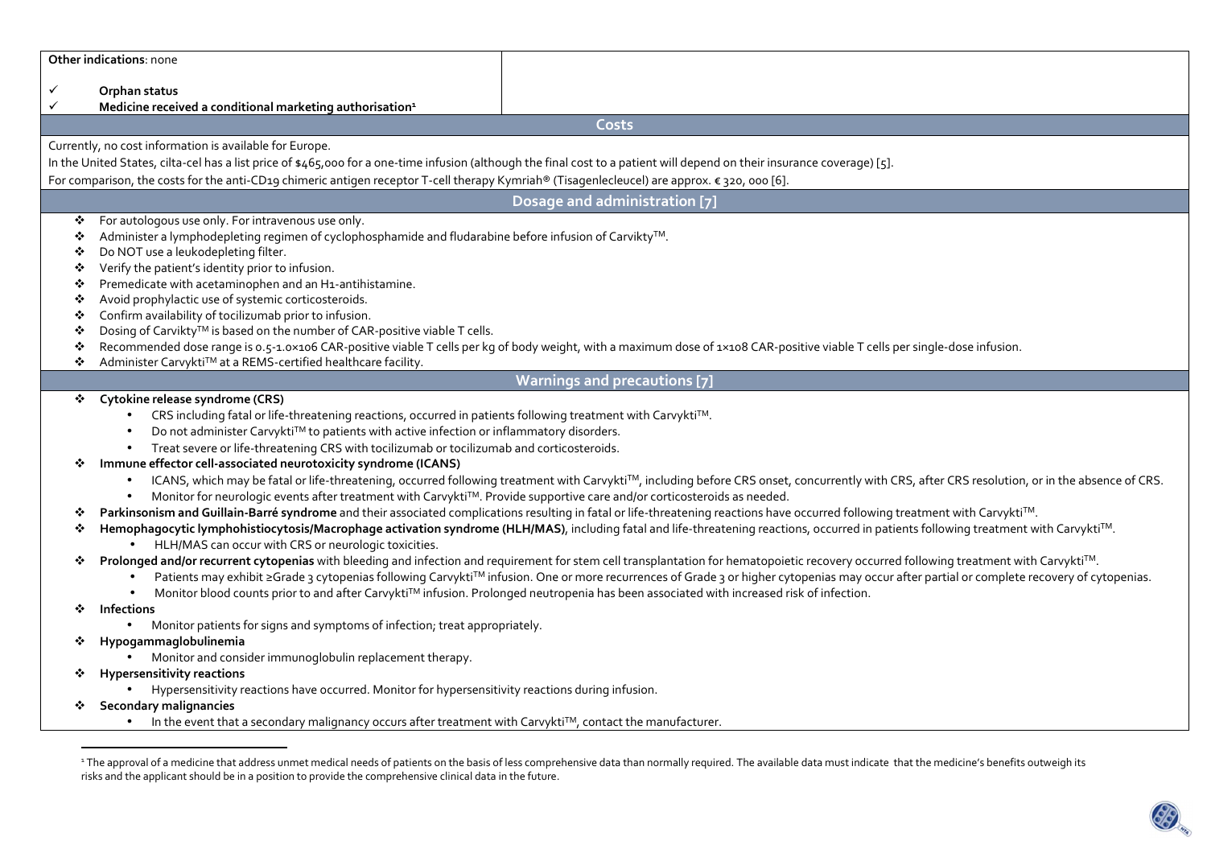**Other indications**: none

- ✓ **Orphan status**
- ✓ **Medicine received a conditional marketing authorisation**[1]

## Costs

Currently, no cost information is available for Europe.

In the United States, cilta-cel has a list price of $465,000 for a one-time infusion (although the final cost to a patient will depend on their insurance coverage) [5].

For comparison, the costs for the anti-CD19 chimeric antigen receptor T-cell therapy Kymriah® (Tisagenlecleucel) are approx. € 320, 000 [6].

## Dosage and administration [7]

- For autologous use only. For intravenous use only.
- Administer a lymphodepleting regimen of cyclophosphamide and fludarabine before infusion of Carvikty™.
- Do NOT use a leukodepleting filter.
- Verify the patient's identity prior to infusion.
- Premedicate with acetaminophen and an H1-antihistamine.
- Avoid prophylactic use of systemic corticosteroids.
- Confirm availability of tocilizumab prior to infusion.
- Dosing of Carvikty™ is based on the number of CAR-positive viable T cells.
- Recommended dose range is 0.5-1.0×106 CAR-positive viable T cells per kg of body weight, with a maximum dose of 1×108 CAR-positive viable T cells per single-dose infusion.
- Administer Carvykti™ at a REMS-certified healthcare facility.

## Warnings and precautions [7]

- **Cytokine release syndrome (CRS)**
  - CRS including fatal or life-threatening reactions, occurred in patients following treatment with Carvykti™.
  - Do not administer Carvykti™ to patients with active infection or inflammatory disorders.
  - Treat severe or life-threatening CRS with tocilizumab or tocilizumab and corticosteroids.
- **Immune effector cell-associated neurotoxicity syndrome (ICANS)**
  - ICANS, which may be fatal or life-threatening, occurred following treatment with Carvykti™, including before CRS onset, concurrently with CRS, after CRS resolution, or in the absence of CRS.
  - Monitor for neurologic events after treatment with Carvykti™. Provide supportive care and/or corticosteroids as needed.
- **Parkinsonism and Guillain-Barré syndrome** and their associated complications resulting in fatal or life-threatening reactions have occurred following treatment with Carvykti™.
- **Hemophagocytic lymphohistiocytosis/Macrophage activation syndrome (HLH/MAS)**, including fatal and life-threatening reactions, occurred in patients following treatment with Carvykti™.
  - HLH/MAS can occur with CRS or neurologic toxicities.
- **Prolonged and/or recurrent cytopenias** with bleeding and infection and requirement for stem cell transplantation for hematopoietic recovery occurred following treatment with Carvykti™.
  - Patients may exhibit ≥Grade 3 cytopenias following Carvykti™ infusion. One or more recurrences of Grade 3 or higher cytopenias may occur after partial or complete recovery of cytopenias.
  - Monitor blood counts prior to and after Carvykti™ infusion. Prolonged neutropenia has been associated with increased risk of infection.
- **Infections**
  - Monitor patients for signs and symptoms of infection; treat appropriately.
- **Hypogammaglobulinemia**
  - Monitor and consider immunoglobulin replacement therapy.
- **Hypersensitivity reactions**
  - Hypersensitivity reactions have occurred. Monitor for hypersensitivity reactions during infusion.
- **Secondary malignancies**
  - In the event that a secondary malignancy occurs after treatment with Carvykti™, contact the manufacturer.

---

[1] The approval of a medicine that address unmet medical needs of patients on the basis of less comprehensive data than normally required. The available data must indicate that the medicine's benefits outweigh its risks and the applicant should be in a position to provide the comprehensive clinical data in the future.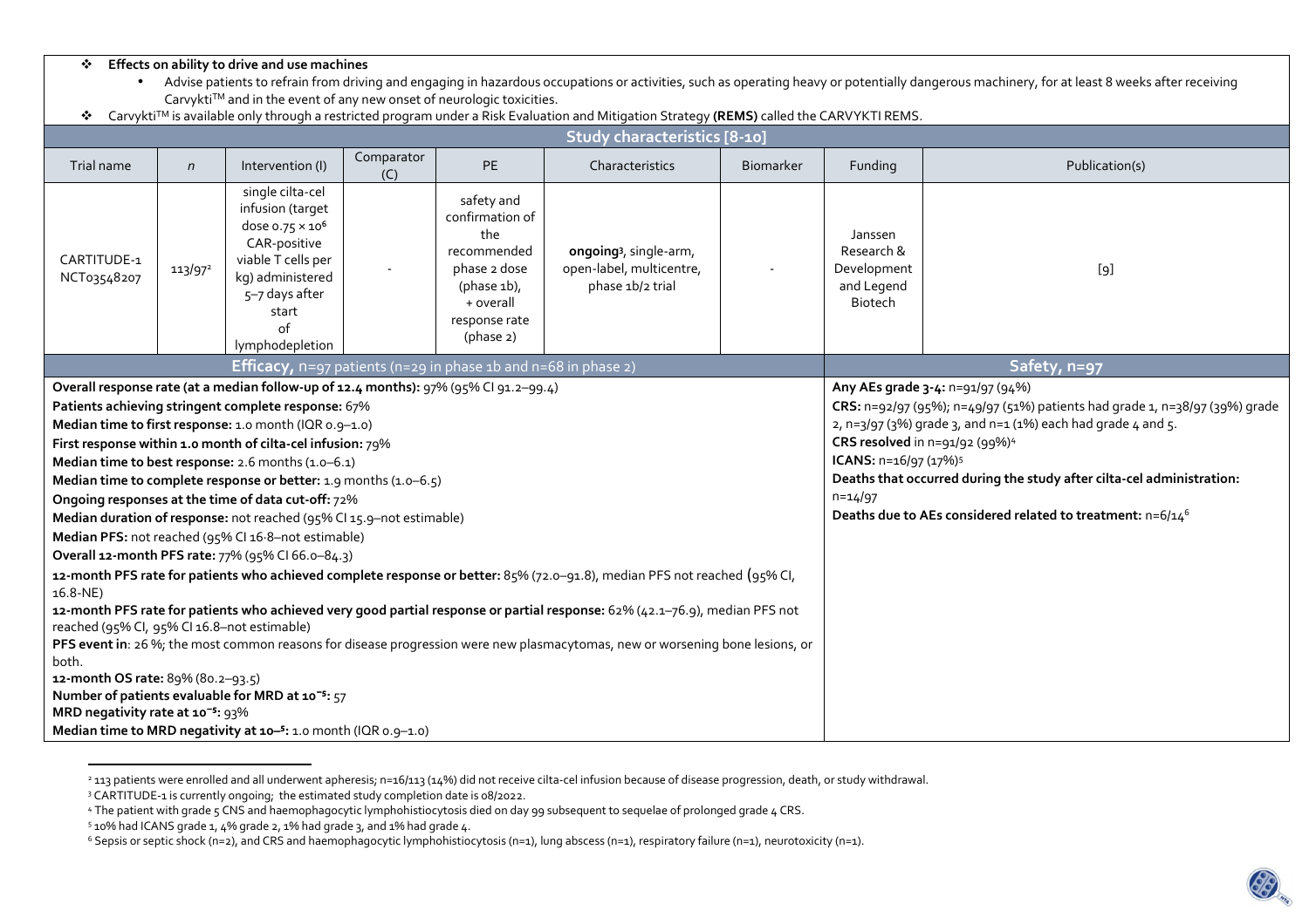- **Effects on ability to drive and use machines**
  - Advise patients to refrain from driving and engaging in hazardous occupations or activities, such as operating heavy or potentially dangerous machinery, for at least 8 weeks after receiving Carvykti™ and in the event of any new onset of neurologic toxicities.
- Carvykti™ is available only through a restricted program under a Risk Evaluation and Mitigation Strategy **(REMS)** called the CARVYKTI REMS.

## Study characteristics [8-10]

| Trial name | n | Intervention (I) | Comparator (C) | PE | Characteristics | Biomarker | Funding | Publication(s) |
|---|---|---|---|---|---|---|---|---|
| CARTITUDE-1 NCT03548207 | 113/97[2] | single cilta-cel infusion (target dose $0.75 \times 10^6$ CAR-positive viable T cells per kg) administered 5–7 days after start of lymphodepletion | - | safety and confirmation of the recommended phase 2 dose (phase 1b), + overall response rate (phase 2) | **ongoing**[3], single-arm, open-label, multicentre, phase 1b/2 trial | - | Janssen Research & Development and Legend Biotech | [9] |

| **Efficacy,** n=97 patients (n=29 in phase 1b and n=68 in phase 2) | **Safety, n=97** |
|---|---|
| **Overall response rate (at a median follow-up of 12.4 months):** 97% (95% CI 91.2–99.4)<br>**Patients achieving stringent complete response:** 67%<br>**Median time to first response:** 1.0 month (IQR 0.9–1.0)<br>**First response within 1.0 month of cilta-cel infusion:** 79%<br>**Median time to best response:** 2.6 months (1.0–6.1)<br>**Median time to complete response or better:** 1.9 months (1.0–6.5)<br>**Ongoing responses at the time of data cut-off:** 72%<br>**Median duration of response:** not reached (95% CI 15.9–not estimable)<br>**Median PFS:** not reached (95% CI 16·8–not estimable)<br>**Overall 12-month PFS rate:** 77% (95% CI 66.0–84.3)<br>**12-month PFS rate for patients who achieved complete response or better:** 85% (72.0–91.8), median PFS not reached (95% CI, 16.8-NE)<br>**12-month PFS rate for patients who achieved very good partial response or partial response:** 62% (42.1–76.9), median PFS not reached (95% CI, 95% CI 16.8–not estimable)<br>**PFS event in**: 26 %; the most common reasons for disease progression were new plasmacytomas, new or worsening bone lesions, or both.<br>**12-month OS rate:** 89% (80.2–93.5)<br>**Number of patients evaluable for MRD at $10^{-5}$:** 57<br>**MRD negativity rate at $10^{-5}$:** 93%<br>**Median time to MRD negativity at $10^{-5}$:** 1.0 month (IQR 0.9–1.0) | **Any AEs grade 3-4:** n=91/97 (94%)<br>**CRS:** n=92/97 (95%); n=49/97 (51%) patients had grade 1, n=38/97 (39%) grade 2, n=3/97 (3%) grade 3, and n=1 (1%) each had grade 4 and 5.<br>**CRS resolved** in n=91/92 (99%)[4]<br>**ICANS:** n=16/97 (17%)[5]<br>**Deaths that occurred during the study after cilta-cel administration:** n=14/97<br>**Deaths due to AEs considered related to treatment:** n=6/14[6] |

---

[2] 113 patients were enrolled and all underwent apheresis; n=16/113 (14%) did not receive cilta-cel infusion because of disease progression, death, or study withdrawal.

[3] CARTITUDE-1 is currently ongoing; the estimated study completion date is 08/2022.

[4] The patient with grade 5 CNS and haemophagocytic lymphohistiocytosis died on day 99 subsequent to sequelae of prolonged grade 4 CRS.

[5] 10% had ICANS grade 1, 4% grade 2, 1% had grade 3, and 1% had grade 4.

[6] Sepsis or septic shock (n=2), and CRS and haemophagocytic lymphohistiocytosis (n=1), lung abscess (n=1), respiratory failure (n=1), neurotoxicity (n=1).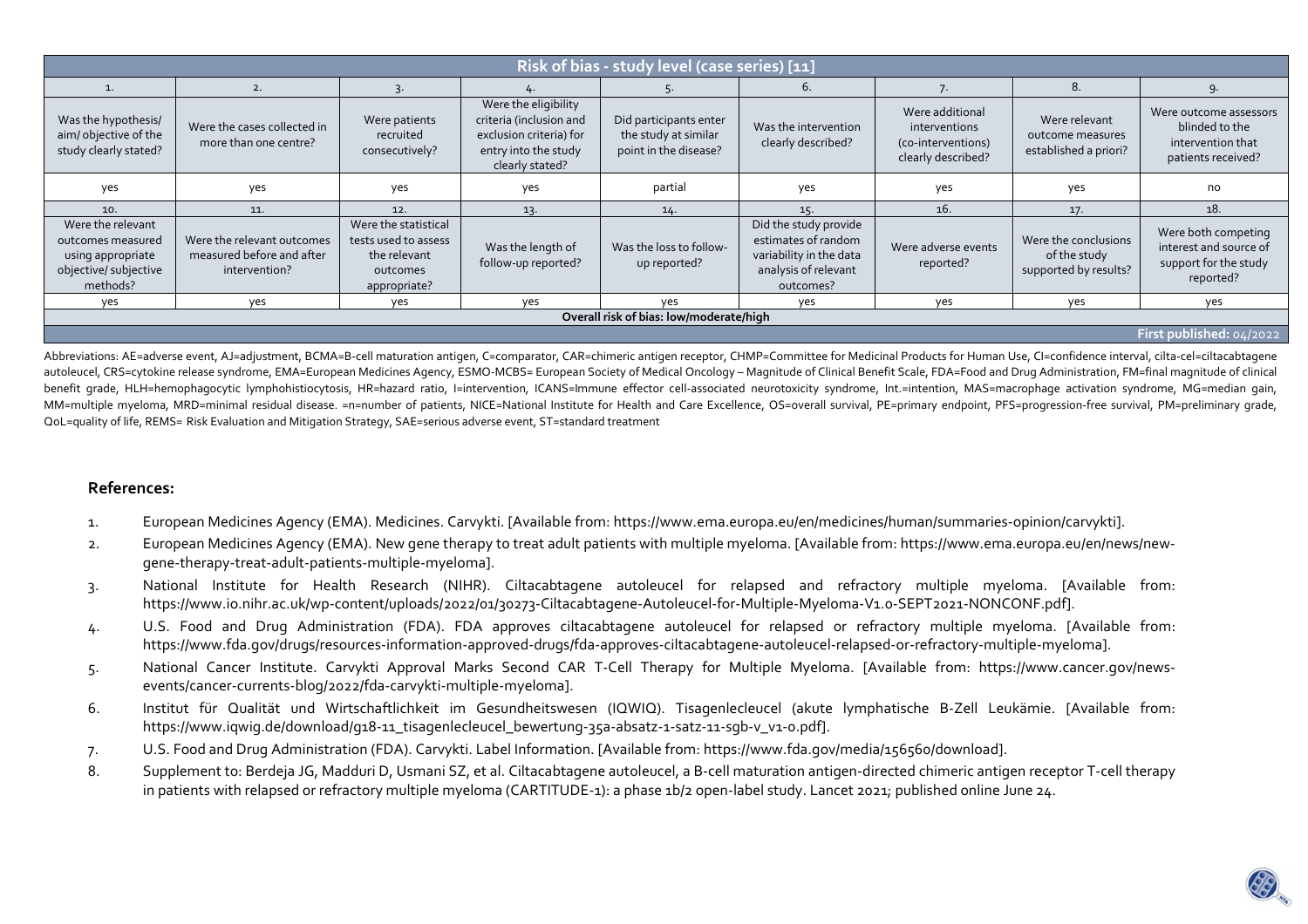| Risk of bias - study level (case series) [11] | | | | | | | | |
|---|---|---|---|---|---|---|---|---|
| 1. | 2. | 3. | 4. | 5. | 6. | 7. | 8. | 9. |
| Was the hypothesis/ aim/ objective of the study clearly stated? | Were the cases collected in more than one centre? | Were patients recruited consecutively? | Were the eligibility criteria (inclusion and exclusion criteria) for entry into the study clearly stated? | Did participants enter the study at similar point in the disease? | Was the intervention clearly described? | Were additional interventions (co-interventions) clearly described? | Were relevant outcome measures established a priori? | Were outcome assessors blinded to the intervention that patients received? |
| yes | yes | yes | yes | partial | yes | yes | yes | no |
| 10. | 11. | 12. | 13. | 14. | 15. | 16. | 17. | 18. |
| Were the relevant outcomes measured using appropriate objective/ subjective methods? | Were the relevant outcomes measured before and after intervention? | Were the statistical tests used to assess the relevant outcomes appropriate? | Was the length of follow-up reported? | Was the loss to follow-up reported? | Did the study provide estimates of random variability in the data analysis of relevant outcomes? | Were adverse events reported? | Were the conclusions of the study supported by results? | Were both competing interest and source of support for the study reported? |
| yes | yes | yes | yes | yes | yes | yes | yes | yes |
| **Overall risk of bias: low/moderate/high** | | | | | | | | |
| First published: 04/2022 | | | | | | | | |

Abbreviations: AE=adverse event, AJ=adjustment, BCMA=B-cell maturation antigen, C=comparator, CAR=chimeric antigen receptor, CHMP=Committee for Medicinal Products for Human Use, CI=confidence interval, cilta-cel=ciltacabtagene autoleucel, CRS=cytokine release syndrome, EMA=European Medicines Agency, ESMO-MCBS= European Society of Medical Oncology – Magnitude of Clinical Benefit Scale, FDA=Food and Drug Administration, FM=final magnitude of clinical benefit grade, HLH=hemophagocytic lymphohistiocytosis, HR=hazard ratio, I=intervention, ICANS=Immune effector cell-associated neurotoxicity syndrome, Int.=intention, MAS=macrophage activation syndrome, MG=median gain, MM=multiple myeloma, MRD=minimal residual disease. =n=number of patients, NICE=National Institute for Health and Care Excellence, OS=overall survival, PE=primary endpoint, PFS=progression-free survival, PM=preliminary grade, QoL=quality of life, REMS= Risk Evaluation and Mitigation Strategy, SAE=serious adverse event, ST=standard treatment

## References:

1. European Medicines Agency (EMA). Medicines. Carvykti. [Available from: https://www.ema.europa.eu/en/medicines/human/summaries-opinion/carvykti].
2. European Medicines Agency (EMA). New gene therapy to treat adult patients with multiple myeloma. [Available from: https://www.ema.europa.eu/en/news/new-gene-therapy-treat-adult-patients-multiple-myeloma].
3. National Institute for Health Research (NIHR). Ciltacabtagene autoleucel for relapsed and refractory multiple myeloma. [Available from: https://www.io.nihr.ac.uk/wp-content/uploads/2022/01/30273-Ciltacabtagene-Autoleucel-for-Multiple-Myeloma-V1.0-SEPT2021-NONCONF.pdf].
4. U.S. Food and Drug Administration (FDA). FDA approves ciltacabtagene autoleucel for relapsed or refractory multiple myeloma. [Available from: https://www.fda.gov/drugs/resources-information-approved-drugs/fda-approves-ciltacabtagene-autoleucel-relapsed-or-refractory-multiple-myeloma].
5. National Cancer Institute. Carvykti Approval Marks Second CAR T-Cell Therapy for Multiple Myeloma. [Available from: https://www.cancer.gov/news-events/cancer-currents-blog/2022/fda-carvykti-multiple-myeloma].
6. Institut für Qualität und Wirtschaftlichkeit im Gesundheitswesen (IQWIQ). Tisagenlecleucel (akute lymphatische B-Zell Leukämie. [Available from: https://www.iqwig.de/download/g18-11_tisagenlecleucel_bewertung-35a-absatz-1-satz-11-sgb-v_v1-0.pdf].
7. U.S. Food and Drug Administration (FDA). Carvykti. Label Information. [Available from: https://www.fda.gov/media/156560/download].
8. Supplement to: Berdeja JG, Madduri D, Usmani SZ, et al. Ciltacabtagene autoleucel, a B-cell maturation antigen-directed chimeric antigen receptor T-cell therapy in patients with relapsed or refractory multiple myeloma (CARTITUDE-1): a phase 1b/2 open-label study. Lancet 2021; published online June 24.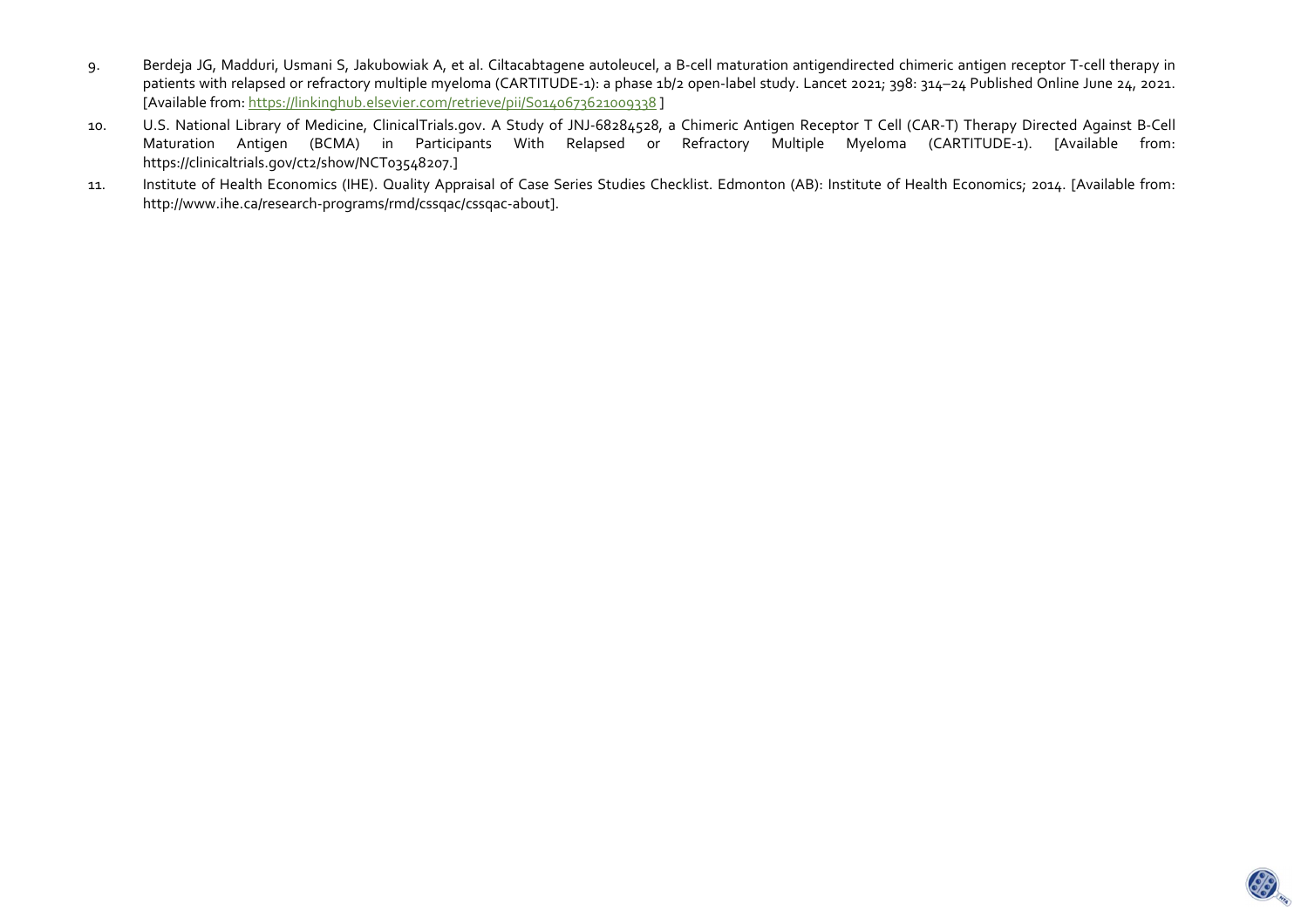9. Berdeja JG, Madduri, Usmani S, Jakubowiak A, et al. Ciltacabtagene autoleucel, a B-cell maturation antigendirected chimeric antigen receptor T-cell therapy in patients with relapsed or refractory multiple myeloma (CARTITUDE-1): a phase 1b/2 open-label study. Lancet 2021; 398: 314–24 Published Online June 24, 2021. [Available from: https://linkinghub.elsevier.com/retrieve/pii/S0140673621009338 ]
10. U.S. National Library of Medicine, ClinicalTrials.gov. A Study of JNJ-68284528, a Chimeric Antigen Receptor T Cell (CAR-T) Therapy Directed Against B-Cell Maturation Antigen (BCMA) in Participants With Relapsed or Refractory Multiple Myeloma (CARTITUDE-1). [Available from: https://clinicaltrials.gov/ct2/show/NCT03548207.]
11. Institute of Health Economics (IHE). Quality Appraisal of Case Series Studies Checklist. Edmonton (AB): Institute of Health Economics; 2014. [Available from: http://www.ihe.ca/research-programs/rmd/cssqac/cssqac-about].